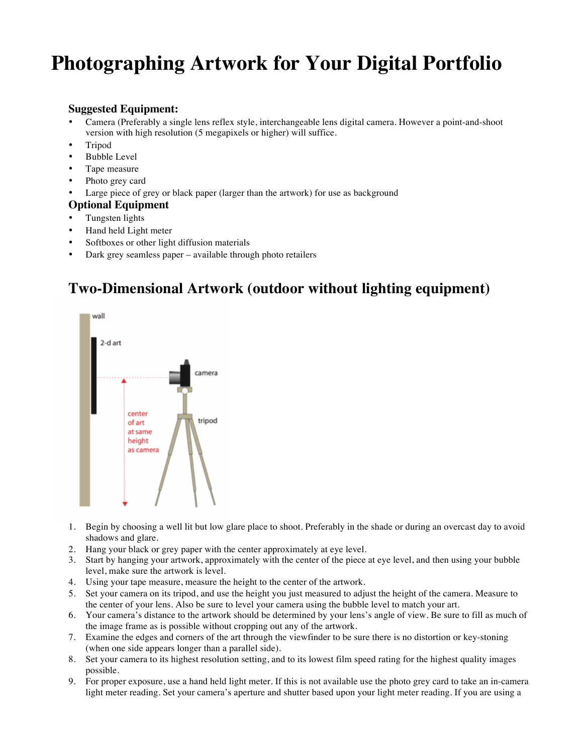# Photographing Artwork for Your Digital Portfolio

### Suggested Equipment:

- Camera (Preferably a single lens reflex style, interchangeable lens digital camera. However a point-and-shoot version with high resolution (5 megapixels or higher) will suffice.
- Tripod
- Bubble Level
- Tape measure
- Photo grey card
- Large piece of grey or black paper (larger than the artwork) for use as background

### Optional Equipment

- Tungsten lights
- Hand held Light meter
- Softboxes or other light diffusion materials
- Dark grey seamless paper – available through photo retailers

## Two-Dimensional Artwork (outdoor without lighting equipment)

1. Begin by choosing a well lit but low glare place to shoot. Preferably in the shade or during an overcast day to avoid shadows and glare.
2. Hang your black or grey paper with the center approximately at eye level.
3. Start by hanging your artwork, approximately with the center of the piece at eye level, and then using your bubble level, make sure the artwork is level.
4. Using your tape measure, measure the height to the center of the artwork.
5. Set your camera on its tripod, and use the height you just measured to adjust the height of the camera. Measure to the center of your lens. Also be sure to level your camera using the bubble level to match your art.
6. Your camera's distance to the artwork should be determined by your lens's angle of view. Be sure to fill as much of the image frame as is possible without cropping out any of the artwork.
7. Examine the edges and corners of the art through the viewfinder to be sure there is no distortion or key-stoning (when one side appears longer than a parallel side).
8. Set your camera to its highest resolution setting, and to its lowest film speed rating for the highest quality images possible.
9. For proper exposure, use a hand held light meter. If this is not available use the photo grey card to take an in-camera light meter reading. Set your camera's aperture and shutter based upon your light meter reading. If you are using a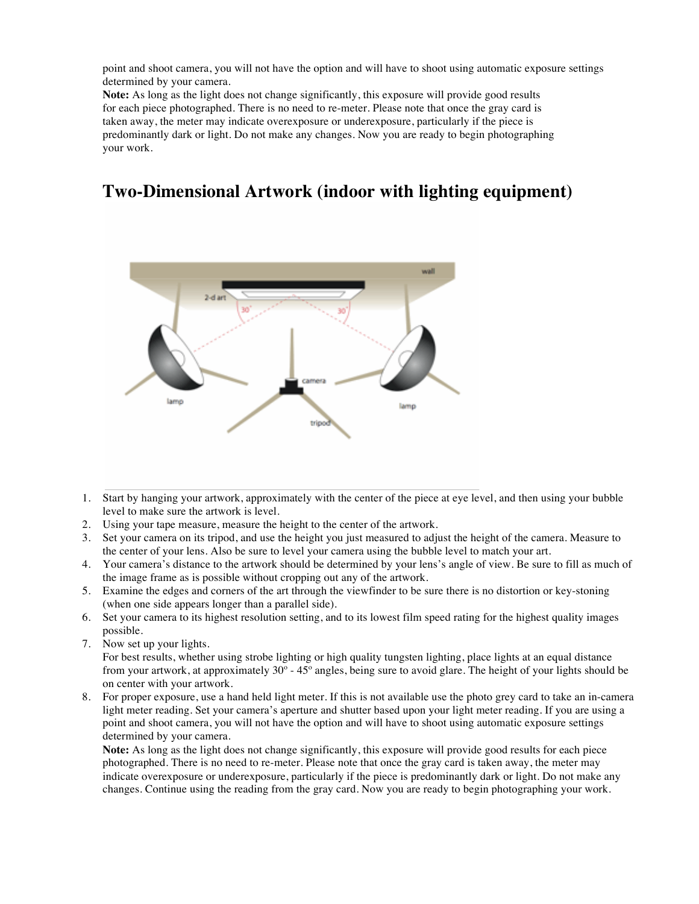point and shoot camera, you will not have the option and will have to shoot using automatic exposure settings determined by your camera.

**Note:** As long as the light does not change significantly, this exposure will provide good results for each piece photographed. There is no need to re-meter. Please note that once the gray card is taken away, the meter may indicate overexposure or underexposure, particularly if the piece is predominantly dark or light. Do not make any changes. Now you are ready to begin photographing your work.

## Two-Dimensional Artwork (indoor with lighting equipment)

1. Start by hanging your artwork, approximately with the center of the piece at eye level, and then using your bubble level to make sure the artwork is level.
2. Using your tape measure, measure the height to the center of the artwork.
3. Set your camera on its tripod, and use the height you just measured to adjust the height of the camera. Measure to the center of your lens. Also be sure to level your camera using the bubble level to match your art.
4. Your camera's distance to the artwork should be determined by your lens's angle of view. Be sure to fill as much of the image frame as is possible without cropping out any of the artwork.
5. Examine the edges and corners of the art through the viewfinder to be sure there is no distortion or key-stoning (when one side appears longer than a parallel side).
6. Set your camera to its highest resolution setting, and to its lowest film speed rating for the highest quality images possible.
7. Now set up your lights.
   For best results, whether using strobe lighting or high quality tungsten lighting, place lights at an equal distance from your artwork, at approximately 30º - 45º angles, being sure to avoid glare. The height of your lights should be on center with your artwork.
8. For proper exposure, use a hand held light meter. If this is not available use the photo grey card to take an in-camera light meter reading. Set your camera's aperture and shutter based upon your light meter reading. If you are using a point and shoot camera, you will not have the option and will have to shoot using automatic exposure settings determined by your camera.
   **Note:** As long as the light does not change significantly, this exposure will provide good results for each piece photographed. There is no need to re-meter. Please note that once the gray card is taken away, the meter may indicate overexposure or underexposure, particularly if the piece is predominantly dark or light. Do not make any changes. Continue using the reading from the gray card. Now you are ready to begin photographing your work.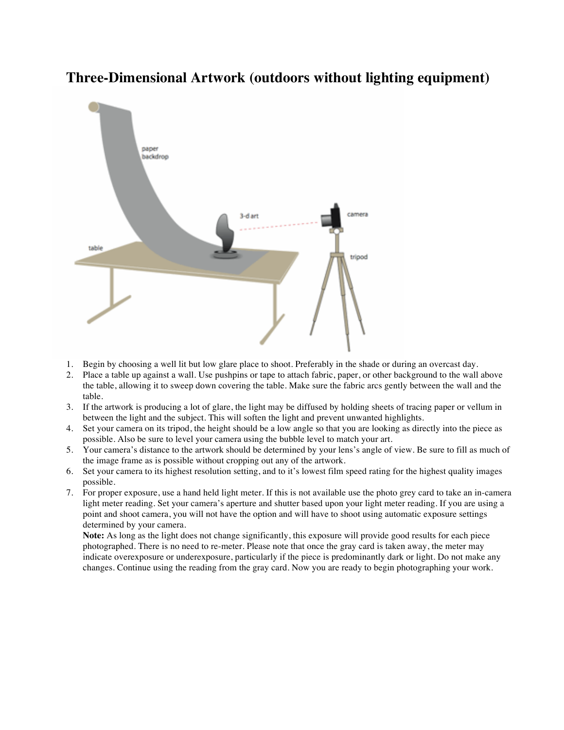# Three-Dimensional Artwork (outdoors without lighting equipment)

1. Begin by choosing a well lit but low glare place to shoot. Preferably in the shade or during an overcast day.
2. Place a table up against a wall. Use pushpins or tape to attach fabric, paper, or other background to the wall above the table, allowing it to sweep down covering the table. Make sure the fabric arcs gently between the wall and the table.
3. If the artwork is producing a lot of glare, the light may be diffused by holding sheets of tracing paper or vellum in between the light and the subject. This will soften the light and prevent unwanted highlights.
4. Set your camera on its tripod, the height should be a low angle so that you are looking as directly into the piece as possible. Also be sure to level your camera using the bubble level to match your art.
5. Your camera's distance to the artwork should be determined by your lens's angle of view. Be sure to fill as much of the image frame as is possible without cropping out any of the artwork.
6. Set your camera to its highest resolution setting, and to it's lowest film speed rating for the highest quality images possible.
7. For proper exposure, use a hand held light meter. If this is not available use the photo grey card to take an in-camera light meter reading. Set your camera's aperture and shutter based upon your light meter reading. If you are using a point and shoot camera, you will not have the option and will have to shoot using automatic exposure settings determined by your camera.

   **Note:** As long as the light does not change significantly, this exposure will provide good results for each piece photographed. There is no need to re-meter. Please note that once the gray card is taken away, the meter may indicate overexposure or underexposure, particularly if the piece is predominantly dark or light. Do not make any changes. Continue using the reading from the gray card. Now you are ready to begin photographing your work.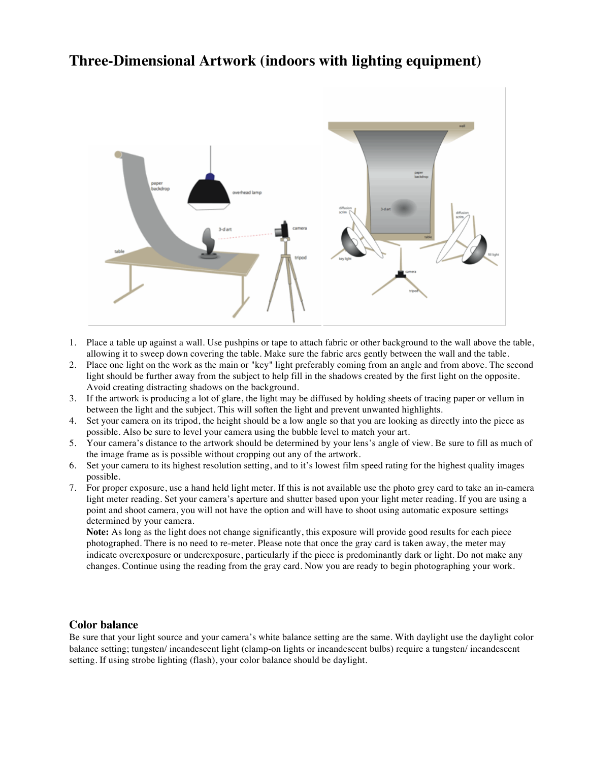# Three-Dimensional Artwork (indoors with lighting equipment)

1. Place a table up against a wall. Use pushpins or tape to attach fabric or other background to the wall above the table, allowing it to sweep down covering the table. Make sure the fabric arcs gently between the wall and the table.
2. Place one light on the work as the main or "key" light preferably coming from an angle and from above. The second light should be further away from the subject to help fill in the shadows created by the first light on the opposite. Avoid creating distracting shadows on the background.
3. If the artwork is producing a lot of glare, the light may be diffused by holding sheets of tracing paper or vellum in between the light and the subject. This will soften the light and prevent unwanted highlights.
4. Set your camera on its tripod, the height should be a low angle so that you are looking as directly into the piece as possible. Also be sure to level your camera using the bubble level to match your art.
5. Your camera's distance to the artwork should be determined by your lens's angle of view. Be sure to fill as much of the image frame as is possible without cropping out any of the artwork.
6. Set your camera to its highest resolution setting, and to it's lowest film speed rating for the highest quality images possible.
7. For proper exposure, use a hand held light meter. If this is not available use the photo grey card to take an in-camera light meter reading. Set your camera's aperture and shutter based upon your light meter reading. If you are using a point and shoot camera, you will not have the option and will have to shoot using automatic exposure settings determined by your camera.
   **Note:** As long as the light does not change significantly, this exposure will provide good results for each piece photographed. There is no need to re-meter. Please note that once the gray card is taken away, the meter may indicate overexposure or underexposure, particularly if the piece is predominantly dark or light. Do not make any changes. Continue using the reading from the gray card. Now you are ready to begin photographing your work.

## Color balance

Be sure that your light source and your camera's white balance setting are the same. With daylight use the daylight color balance setting; tungsten/ incandescent light (clamp-on lights or incandescent bulbs) require a tungsten/ incandescent setting. If using strobe lighting (flash), your color balance should be daylight.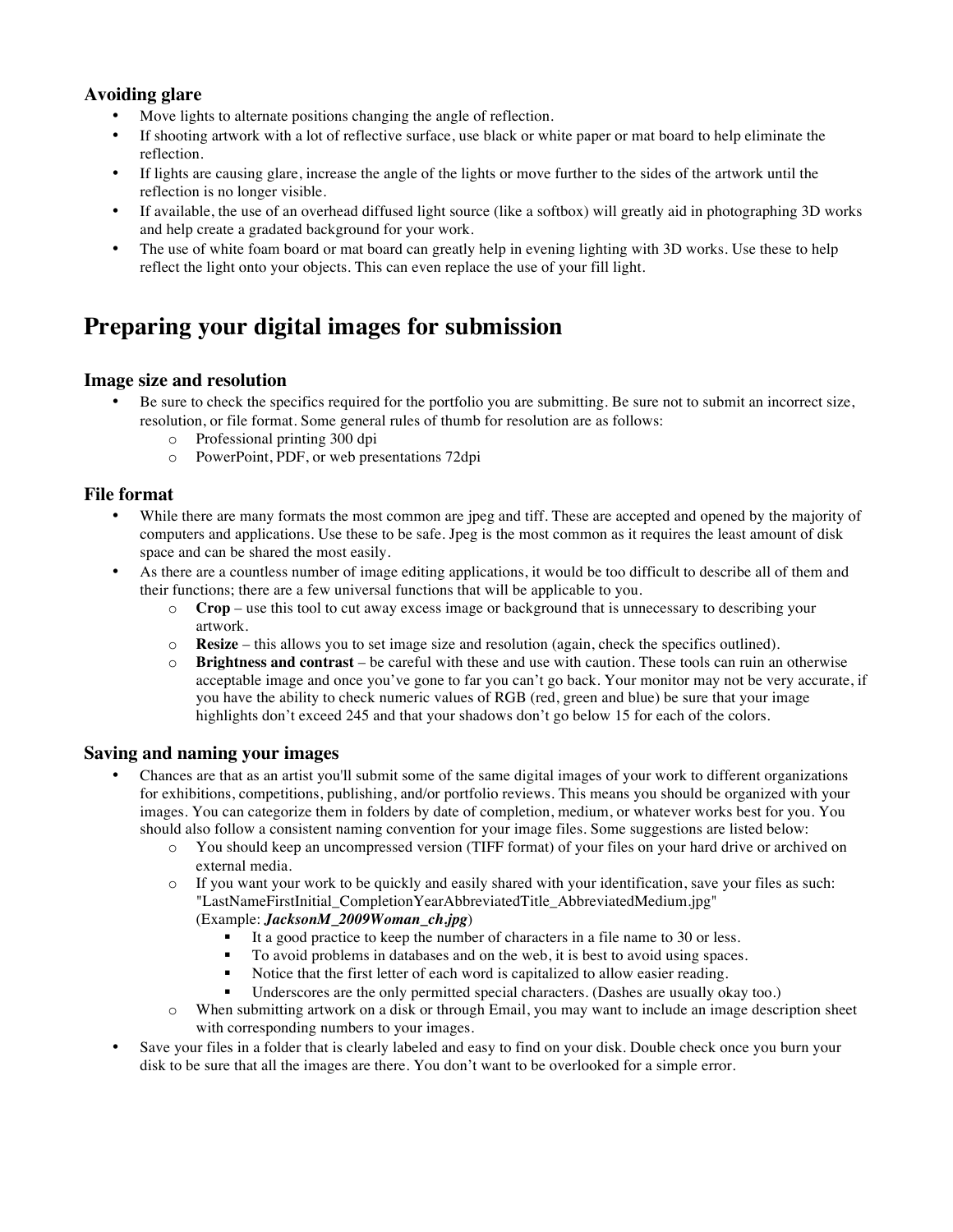### Avoiding glare

- Move lights to alternate positions changing the angle of reflection.
- If shooting artwork with a lot of reflective surface, use black or white paper or mat board to help eliminate the reflection.
- If lights are causing glare, increase the angle of the lights or move further to the sides of the artwork until the reflection is no longer visible.
- If available, the use of an overhead diffused light source (like a softbox) will greatly aid in photographing 3D works and help create a gradated background for your work.
- The use of white foam board or mat board can greatly help in evening lighting with 3D works. Use these to help reflect the light onto your objects. This can even replace the use of your fill light.

## Preparing your digital images for submission

### Image size and resolution

- Be sure to check the specifics required for the portfolio you are submitting. Be sure not to submit an incorrect size, resolution, or file format. Some general rules of thumb for resolution are as follows:
  - Professional printing 300 dpi
  - PowerPoint, PDF, or web presentations 72dpi

### File format

- While there are many formats the most common are jpeg and tiff. These are accepted and opened by the majority of computers and applications. Use these to be safe. Jpeg is the most common as it requires the least amount of disk space and can be shared the most easily.
- As there are a countless number of image editing applications, it would be too difficult to describe all of them and their functions; there are a few universal functions that will be applicable to you.
  - **Crop** – use this tool to cut away excess image or background that is unnecessary to describing your artwork.
  - **Resize** – this allows you to set image size and resolution (again, check the specifics outlined).
  - **Brightness and contrast** – be careful with these and use with caution. These tools can ruin an otherwise acceptable image and once you've gone to far you can't go back. Your monitor may not be very accurate, if you have the ability to check numeric values of RGB (red, green and blue) be sure that your image highlights don't exceed 245 and that your shadows don't go below 15 for each of the colors.

### Saving and naming your images

- Chances are that as an artist you'll submit some of the same digital images of your work to different organizations for exhibitions, competitions, publishing, and/or portfolio reviews. This means you should be organized with your images. You can categorize them in folders by date of completion, medium, or whatever works best for you. You should also follow a consistent naming convention for your image files. Some suggestions are listed below:
  - You should keep an uncompressed version (TIFF format) of your files on your hard drive or archived on external media.
  - If you want your work to be quickly and easily shared with your identification, save your files as such: "LastNameFirstInitial_CompletionYearAbbreviatedTitle_AbbreviatedMedium.jpg" (Example: ***JacksonM_2009Woman_ch.jpg***)
    - It a good practice to keep the number of characters in a file name to 30 or less.
    - To avoid problems in databases and on the web, it is best to avoid using spaces.
    - Notice that the first letter of each word is capitalized to allow easier reading.
    - Underscores are the only permitted special characters. (Dashes are usually okay too.)
  - When submitting artwork on a disk or through Email, you may want to include an image description sheet with corresponding numbers to your images.
- Save your files in a folder that is clearly labeled and easy to find on your disk. Double check once you burn your disk to be sure that all the images are there. You don't want to be overlooked for a simple error.